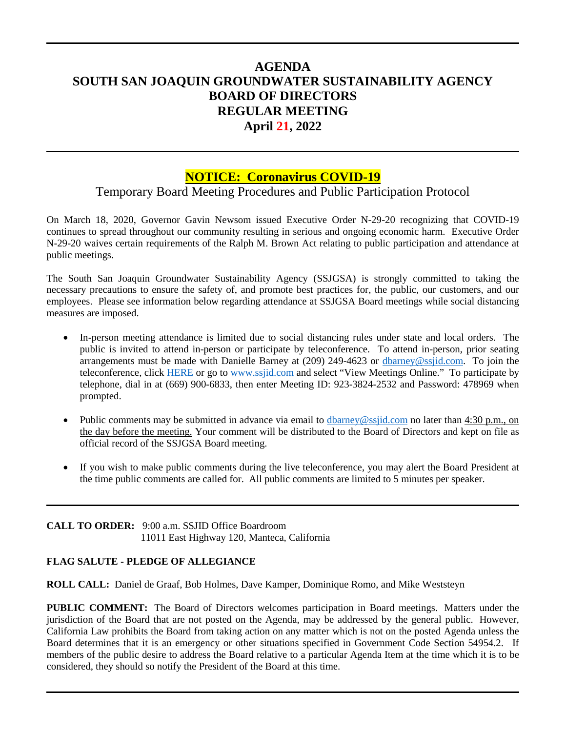# AGENDA
# SOUTH SAN JOAQUIN GROUNDWATER SUSTAINABILITY AGENCY
# BOARD OF DIRECTORS
# REGULAR MEETING
# April 21, 2022

---

## NOTICE: Coronavirus COVID-19

Temporary Board Meeting Procedures and Public Participation Protocol

On March 18, 2020, Governor Gavin Newsom issued Executive Order N-29-20 recognizing that COVID-19 continues to spread throughout our community resulting in serious and ongoing economic harm. Executive Order N-29-20 waives certain requirements of the Ralph M. Brown Act relating to public participation and attendance at public meetings.

The South San Joaquin Groundwater Sustainability Agency (SSJGSA) is strongly committed to taking the necessary precautions to ensure the safety of, and promote best practices for, the public, our customers, and our employees. Please see information below regarding attendance at SSJGSA Board meetings while social distancing measures are imposed.

- In-person meeting attendance is limited due to social distancing rules under state and local orders. The public is invited to attend in-person or participate by teleconference. To attend in-person, prior seating arrangements must be made with Danielle Barney at (209) 249-4623 or dbarney@ssjid.com. To join the teleconference, click HERE or go to www.ssjid.com and select "View Meetings Online." To participate by telephone, dial in at (669) 900-6833, then enter Meeting ID: 923-3824-2532 and Password: 478969 when prompted.

- Public comments may be submitted in advance via email to dbarney@ssjid.com no later than 4:30 p.m., on the day before the meeting. Your comment will be distributed to the Board of Directors and kept on file as official record of the SSJGSA Board meeting.

- If you wish to make public comments during the live teleconference, you may alert the Board President at the time public comments are called for. All public comments are limited to 5 minutes per speaker.

---

**CALL TO ORDER:** 9:00 a.m. SSJID Office Boardroom
11011 East Highway 120, Manteca, California

**FLAG SALUTE - PLEDGE OF ALLEGIANCE**

**ROLL CALL:** Daniel de Graaf, Bob Holmes, Dave Kamper, Dominique Romo, and Mike Weststeyn

**PUBLIC COMMENT:** The Board of Directors welcomes participation in Board meetings. Matters under the jurisdiction of the Board that are not posted on the Agenda, may be addressed by the general public. However, California Law prohibits the Board from taking action on any matter which is not on the posted Agenda unless the Board determines that it is an emergency or other situations specified in Government Code Section 54954.2. If members of the public desire to address the Board relative to a particular Agenda Item at the time which it is to be considered, they should so notify the President of the Board at this time.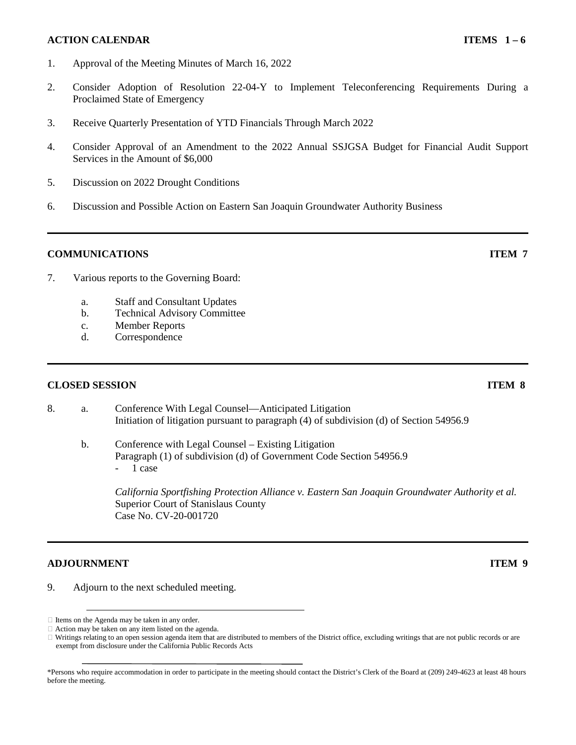## ACTION CALENDAR — ITEMS 1 – 6

1. Approval of the Meeting Minutes of March 16, 2022
2. Consider Adoption of Resolution 22-04-Y to Implement Teleconferencing Requirements During a Proclaimed State of Emergency
3. Receive Quarterly Presentation of YTD Financials Through March 2022
4. Consider Approval of an Amendment to the 2022 Annual SSJGSA Budget for Financial Audit Support Services in the Amount of $6,000
5. Discussion on 2022 Drought Conditions
6. Discussion and Possible Action on Eastern San Joaquin Groundwater Authority Business

---

## COMMUNICATIONS — ITEM 7

7. Various reports to the Governing Board:
   a. Staff and Consultant Updates
   b. Technical Advisory Committee
   c. Member Reports
   d. Correspondence

---

## CLOSED SESSION — ITEM 8

8. a. Conference With Legal Counsel—Anticipated Litigation
   Initiation of litigation pursuant to paragraph (4) of subdivision (d) of Section 54956.9

   b. Conference with Legal Counsel – Existing Litigation
   Paragraph (1) of subdivision (d) of Government Code Section 54956.9
   - 1 case

   *California Sportfishing Protection Alliance v. Eastern San Joaquin Groundwater Authority et al.*
   Superior Court of Stanislaus County
   Case No. CV-20-001720

---

## ADJOURNMENT — ITEM 9

9. Adjourn to the next scheduled meeting.

---

- Items on the Agenda may be taken in any order.
- Action may be taken on any item listed on the agenda.
- Writings relating to an open session agenda item that are distributed to members of the District office, excluding writings that are not public records or are exempt from disclosure under the California Public Records Acts

---

*Persons who require accommodation in order to participate in the meeting should contact the District's Clerk of the Board at (209) 249-4623 at least 48 hours before the meeting.